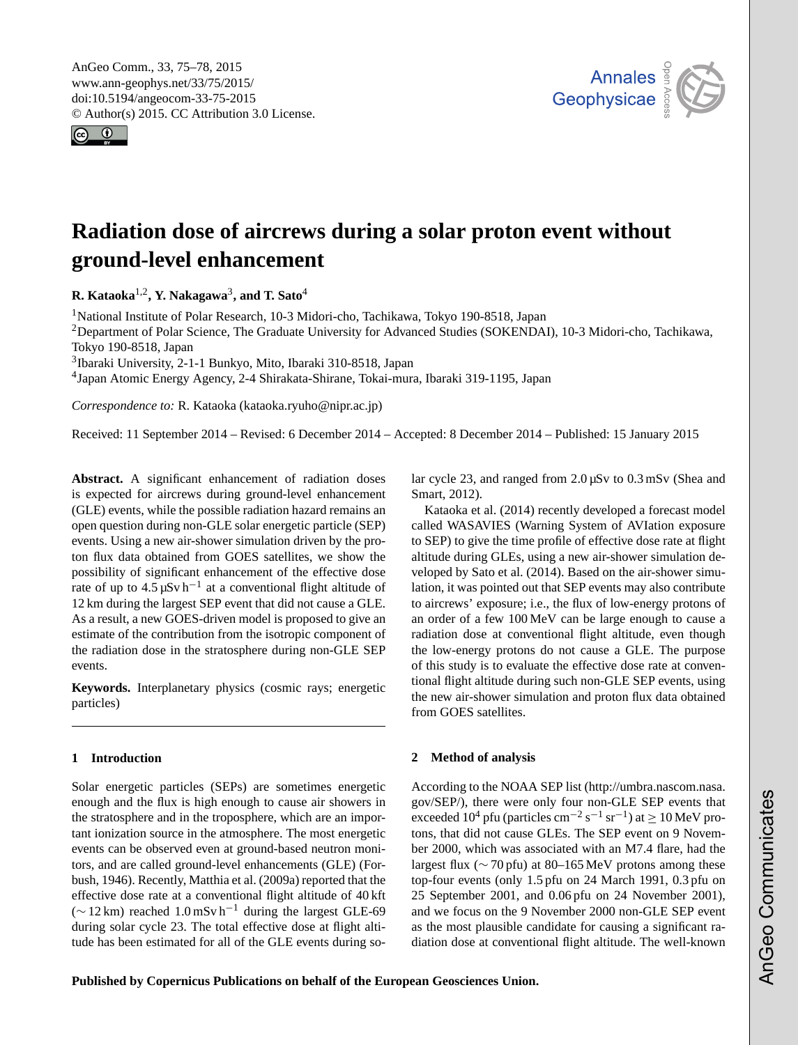# Radiation dose of aircrews during a solar proton event without ground-level enhancement

**R. Kataoka**[1,2], **Y. Nakagawa**[3], **and T. Sato**[4]

[1]National Institute of Polar Research, 10-3 Midori-cho, Tachikawa, Tokyo 190-8518, Japan
[2]Department of Polar Science, The Graduate University for Advanced Studies (SOKENDAI), 10-3 Midori-cho, Tachikawa, Tokyo 190-8518, Japan
[3]Ibaraki University, 2-1-1 Bunkyo, Mito, Ibaraki 310-8518, Japan
[4]Japan Atomic Energy Agency, 2-4 Shirakata-Shirane, Tokai-mura, Ibaraki 319-1195, Japan

*Correspondence to:* R. Kataoka (kataoka.ryuho@nipr.ac.jp)

Received: 11 September 2014 – Revised: 6 December 2014 – Accepted: 8 December 2014 – Published: 15 January 2015

**Abstract.** A significant enhancement of radiation doses is expected for aircrews during ground-level enhancement (GLE) events, while the possible radiation hazard remains an open question during non-GLE solar energetic particle (SEP) events. Using a new air-shower simulation driven by the proton flux data obtained from GOES satellites, we show the possibility of significant enhancement of the effective dose rate of up to 4.5 µSv $h^{-1}$ at a conventional flight altitude of 12 km during the largest SEP event that did not cause a GLE. As a result, a new GOES-driven model is proposed to give an estimate of the contribution from the isotropic component of the radiation dose in the stratosphere during non-GLE SEP events.

**Keywords.** Interplanetary physics (cosmic rays; energetic particles)

## 1 Introduction

Solar energetic particles (SEPs) are sometimes energetic enough and the flux is high enough to cause air showers in the stratosphere and in the troposphere, which are an important ionization source in the atmosphere. The most energetic events can be observed even at ground-based neutron monitors, and are called ground-level enhancements (GLE) (Forbush, 1946). Recently, Matthia et al. (2009a) reported that the effective dose rate at a conventional flight altitude of 40 kft (∼ 12 km) reached 1.0 mSv $h^{-1}$ during the largest GLE-69 during solar cycle 23. The total effective dose at flight altitude has been estimated for all of the GLE events during solar cycle 23, and ranged from 2.0 µSv to 0.3 mSv (Shea and Smart, 2012).

Kataoka et al. (2014) recently developed a forecast model called WASAVIES (Warning System of AVIation exposure to SEP) to give the time profile of effective dose rate at flight altitude during GLEs, using a new air-shower simulation developed by Sato et al. (2014). Based on the air-shower simulation, it was pointed out that SEP events may also contribute to aircrews' exposure; i.e., the flux of low-energy protons of an order of a few 100 MeV can be large enough to cause a radiation dose at conventional flight altitude, even though the low-energy protons do not cause a GLE. The purpose of this study is to evaluate the effective dose rate at conventional flight altitude during such non-GLE SEP events, using the new air-shower simulation and proton flux data obtained from GOES satellites.

## 2 Method of analysis

According to the NOAA SEP list (http://umbra.nascom.nasa.gov/SEP/), there were only four non-GLE SEP events that exceeded $10^4$ pfu (particles $cm^{-2}$ $s^{-1}$ $sr^{-1}$) at ≥ 10 MeV protons, that did not cause GLEs. The SEP event on 9 November 2000, which was associated with an M7.4 flare, had the largest flux (∼ 70 pfu) at 80–165 MeV protons among these top-four events (only 1.5 pfu on 24 March 1991, 0.3 pfu on 25 September 2001, and 0.06 pfu on 24 November 2001), and we focus on the 9 November 2000 non-GLE SEP event as the most plausible candidate for causing a significant radiation dose at conventional flight altitude. The well-known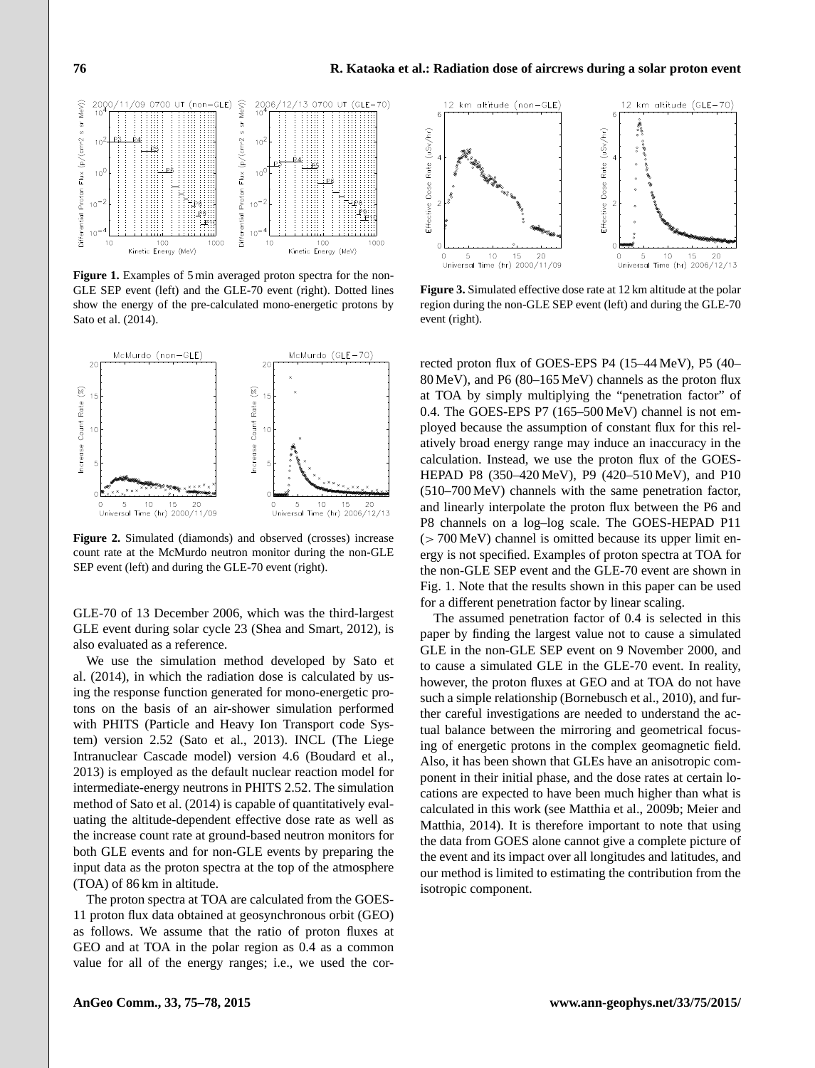**Figure 1.** Examples of 5 min averaged proton spectra for the non-GLE SEP event (left) and the GLE-70 event (right). Dotted lines show the energy of the pre-calculated mono-energetic protons by Sato et al. (2014).

**Figure 2.** Simulated (diamonds) and observed (crosses) increase count rate at the McMurdo neutron monitor during the non-GLE SEP event (left) and during the GLE-70 event (right).

GLE-70 of 13 December 2006, which was the third-largest GLE event during solar cycle 23 (Shea and Smart, 2012), is also evaluated as a reference.

We use the simulation method developed by Sato et al. (2014), in which the radiation dose is calculated by using the response function generated for mono-energetic protons on the basis of an air-shower simulation performed with PHITS (Particle and Heavy Ion Transport code System) version 2.52 (Sato et al., 2013). INCL (The Liege Intranuclear Cascade model) version 4.6 (Boudard et al., 2013) is employed as the default nuclear reaction model for intermediate-energy neutrons in PHITS 2.52. The simulation method of Sato et al. (2014) is capable of quantitatively evaluating the altitude-dependent effective dose rate as well as the increase count rate at ground-based neutron monitors for both GLE events and for non-GLE events by preparing the input data as the proton spectra at the top of the atmosphere (TOA) of 86 km in altitude.

The proton spectra at TOA are calculated from the GOES-11 proton flux data obtained at geosynchronous orbit (GEO) as follows. We assume that the ratio of proton fluxes at GEO and at TOA in the polar region as 0.4 as a common value for all of the energy ranges; i.e., we used the corrected proton flux of GOES-EPS P4 (15–44 MeV), P5 (40–80 MeV), and P6 (80–165 MeV) channels as the proton flux at TOA by simply multiplying the "penetration factor" of 0.4. The GOES-EPS P7 (165–500 MeV) channel is not employed because the assumption of constant flux for this relatively broad energy range may induce an inaccuracy in the calculation. Instead, we use the proton flux of the GOES-HEPAD P8 (350–420 MeV), P9 (420–510 MeV), and P10 (510–700 MeV) channels with the same penetration factor, and linearly interpolate the proton flux between the P6 and P8 channels on a log–log scale. The GOES-HEPAD P11 ($>$ 700 MeV) channel is omitted because its upper limit energy is not specified. Examples of proton spectra at TOA for the non-GLE SEP event and the GLE-70 event are shown in Fig. 1. Note that the results shown in this paper can be used for a different penetration factor by linear scaling.

The assumed penetration factor of 0.4 is selected in this paper by finding the largest value not to cause a simulated GLE in the non-GLE SEP event on 9 November 2000, and to cause a simulated GLE in the GLE-70 event. In reality, however, the proton fluxes at GEO and at TOA do not have such a simple relationship (Bornebusch et al., 2010), and further careful investigations are needed to understand the actual balance between the mirroring and geometrical focusing of energetic protons in the complex geomagnetic field. Also, it has been shown that GLEs have an anisotropic component in their initial phase, and the dose rates at certain locations are expected to have been much higher than what is calculated in this work (see Matthia et al., 2009b; Meier and Matthia, 2014). It is therefore important to note that using the data from GOES alone cannot give a complete picture of the event and its impact over all longitudes and latitudes, and our method is limited to estimating the contribution from the isotropic component.

**Figure 3.** Simulated effective dose rate at 12 km altitude at the polar region during the non-GLE SEP event (left) and during the GLE-70 event (right).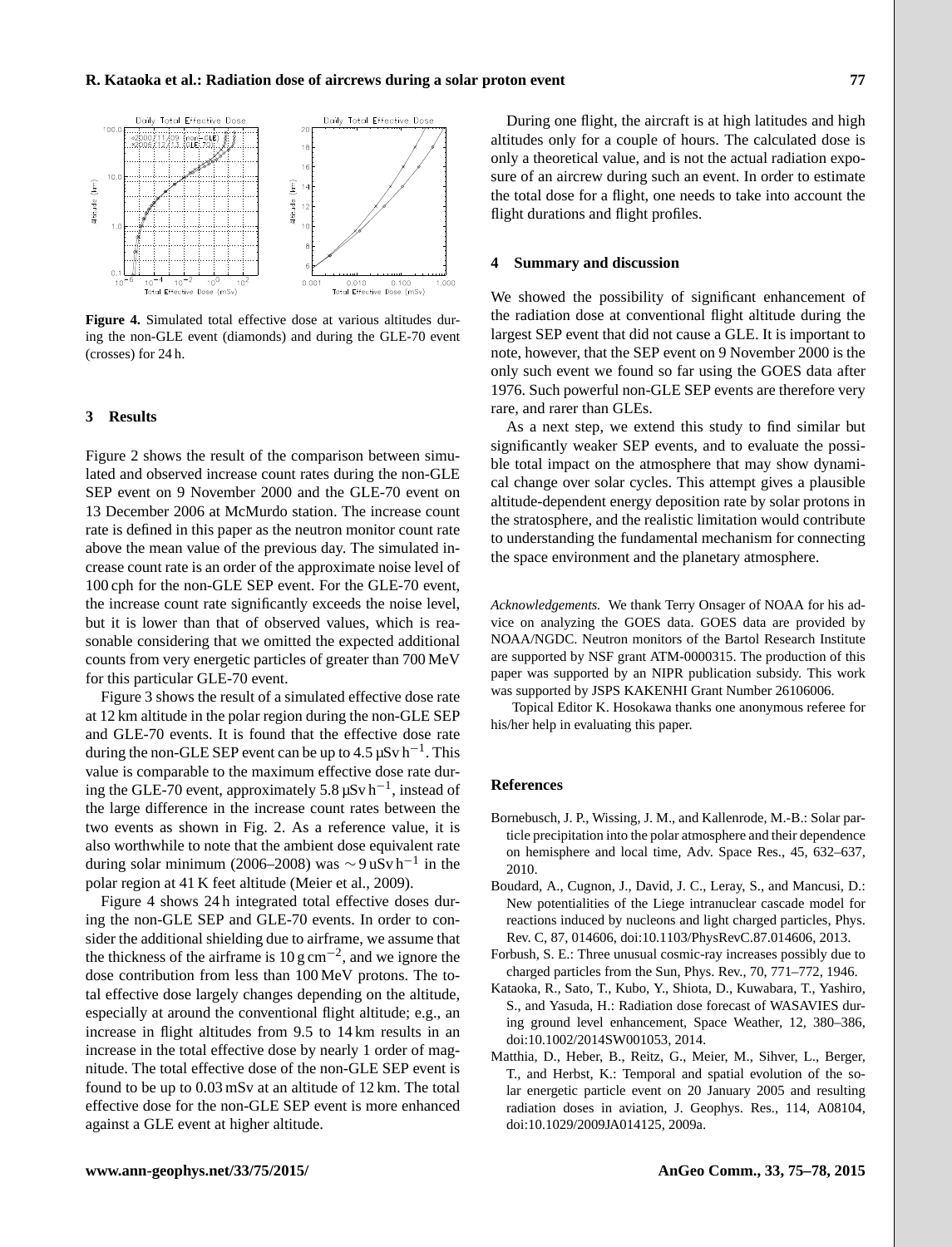Daily Total Effective Dose

100.0

×2000/11/09 (non-GLE)

×2006/12/13 (GLE70)

10.0

Altitude (km)

1.0

0.1

$10^{-6}$ $10^{-4}$ $10^{-2}$ $10^{0}$ $10^{2}$

Total Effective Dose (mSv)

Daily Total Effective Dose

20

18

16

14

Altitude (km)

12

10

8

6

0.001 0.010 0.100 1.000

Total Effective Dose (mSv)

**Figure 4.** Simulated total effective dose at various altitudes during the non-GLE event (diamonds) and during the GLE-70 event (crosses) for 24 h.

## 3 Results

Figure 2 shows the result of the comparison between simulated and observed increase count rates during the non-GLE SEP event on 9 November 2000 and the GLE-70 event on 13 December 2006 at McMurdo station. The increase count rate is defined in this paper as the neutron monitor count rate above the mean value of the previous day. The simulated increase count rate is an order of the approximate noise level of 100 cph for the non-GLE SEP event. For the GLE-70 event, the increase count rate significantly exceeds the noise level, but it is lower than that of observed values, which is reasonable considering that we omitted the expected additional counts from very energetic particles of greater than 700 MeV for this particular GLE-70 event.

Figure 3 shows the result of a simulated effective dose rate at 12 km altitude in the polar region during the non-GLE SEP and GLE-70 events. It is found that the effective dose rate during the non-GLE SEP event can be up to 4.5 µSv $h^{-1}$. This value is comparable to the maximum effective dose rate during the GLE-70 event, approximately 5.8 µSv $h^{-1}$, instead of the large difference in the increase count rates between the two events as shown in Fig. 2. As a reference value, it is also worthwhile to note that the ambient dose equivalent rate during solar minimum (2006–2008) was $\sim$ 9 uSv $h^{-1}$ in the polar region at 41 K feet altitude (Meier et al., 2009).

Figure 4 shows 24 h integrated total effective doses during the non-GLE SEP and GLE-70 events. In order to consider the additional shielding due to airframe, we assume that the thickness of the airframe is 10 g $cm^{-2}$, and we ignore the dose contribution from less than 100 MeV protons. The total effective dose largely changes depending on the altitude, especially at around the conventional flight altitude; e.g., an increase in flight altitudes from 9.5 to 14 km results in an increase in the total effective dose by nearly 1 order of magnitude. The total effective dose of the non-GLE SEP event is found to be up to 0.03 mSv at an altitude of 12 km. The total effective dose for the non-GLE SEP event is more enhanced against a GLE event at higher altitude.

During one flight, the aircraft is at high latitudes and high altitudes only for a couple of hours. The calculated dose is only a theoretical value, and is not the actual radiation exposure of an aircrew during such an event. In order to estimate the total dose for a flight, one needs to take into account the flight durations and flight profiles.

## 4 Summary and discussion

We showed the possibility of significant enhancement of the radiation dose at conventional flight altitude during the largest SEP event that did not cause a GLE. It is important to note, however, that the SEP event on 9 November 2000 is the only such event we found so far using the GOES data after 1976. Such powerful non-GLE SEP events are therefore very rare, and rarer than GLEs.

As a next step, we extend this study to find similar but significantly weaker SEP events, and to evaluate the possible total impact on the atmosphere that may show dynamical change over solar cycles. This attempt gives a plausible altitude-dependent energy deposition rate by solar protons in the stratosphere, and the realistic limitation would contribute to understanding the fundamental mechanism for connecting the space environment and the planetary atmosphere.

*Acknowledgements.* We thank Terry Onsager of NOAA for his advice on analyzing the GOES data. GOES data are provided by NOAA/NGDC. Neutron monitors of the Bartol Research Institute are supported by NSF grant ATM-0000315. The production of this paper was supported by an NIPR publication subsidy. This work was supported by JSPS KAKENHI Grant Number 26106006.

Topical Editor K. Hosokawa thanks one anonymous referee for his/her help in evaluating this paper.

## References

- Bornebusch, J. P., Wissing, J. M., and Kallenrode, M.-B.: Solar particle precipitation into the polar atmosphere and their dependence on hemisphere and local time, Adv. Space Res., 45, 632–637, 2010.
- Boudard, A., Cugnon, J., David, J. C., Leray, S., and Mancusi, D.: New potentialities of the Liege intranuclear cascade model for reactions induced by nucleons and light charged particles, Phys. Rev. C, 87, 014606, doi:10.1103/PhysRevC.87.014606, 2013.
- Forbush, S. E.: Three unusual cosmic-ray increases possibly due to charged particles from the Sun, Phys. Rev., 70, 771–772, 1946.
- Kataoka, R., Sato, T., Kubo, Y., Shiota, D., Kuwabara, T., Yashiro, S., and Yasuda, H.: Radiation dose forecast of WASAVIES during ground level enhancement, Space Weather, 12, 380–386, doi:10.1002/2014SW001053, 2014.
- Matthia, D., Heber, B., Reitz, G., Meier, M., Sihver, L., Berger, T., and Herbst, K.: Temporal and spatial evolution of the solar energetic particle event on 20 January 2005 and resulting radiation doses in aviation, J. Geophys. Res., 114, A08104, doi:10.1029/2009JA014125, 2009a.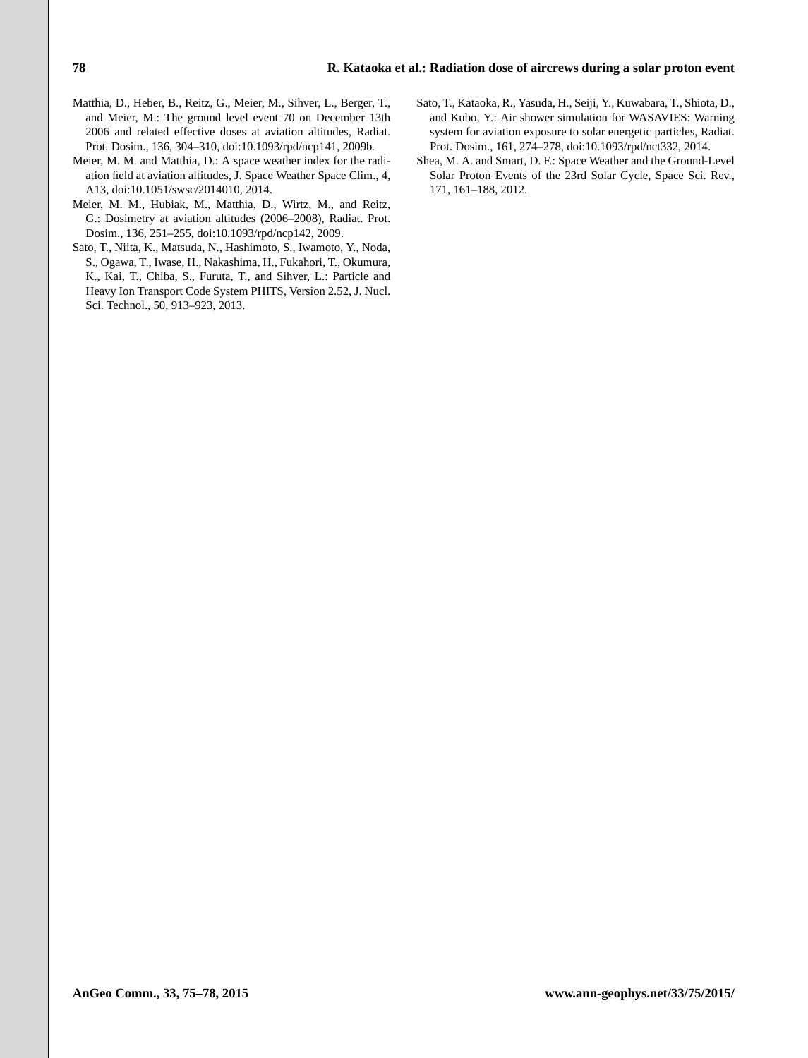Matthia, D., Heber, B., Reitz, G., Meier, M., Sihver, L., Berger, T., and Meier, M.: The ground level event 70 on December 13th 2006 and related effective doses at aviation altitudes, Radiat. Prot. Dosim., 136, 304–310, doi:10.1093/rpd/ncp141, 2009b.

Meier, M. M. and Matthia, D.: A space weather index for the radiation field at aviation altitudes, J. Space Weather Space Clim., 4, A13, doi:10.1051/swsc/2014010, 2014.

Meier, M. M., Hubiak, M., Matthia, D., Wirtz, M., and Reitz, G.: Dosimetry at aviation altitudes (2006–2008), Radiat. Prot. Dosim., 136, 251–255, doi:10.1093/rpd/ncp142, 2009.

Sato, T., Niita, K., Matsuda, N., Hashimoto, S., Iwamoto, Y., Noda, S., Ogawa, T., Iwase, H., Nakashima, H., Fukahori, T., Okumura, K., Kai, T., Chiba, S., Furuta, T., and Sihver, L.: Particle and Heavy Ion Transport Code System PHITS, Version 2.52, J. Nucl. Sci. Technol., 50, 913–923, 2013.

Sato, T., Kataoka, R., Yasuda, H., Seiji, Y., Kuwabara, T., Shiota, D., and Kubo, Y.: Air shower simulation for WASAVIES: Warning system for aviation exposure to solar energetic particles, Radiat. Prot. Dosim., 161, 274–278, doi:10.1093/rpd/nct332, 2014.

Shea, M. A. and Smart, D. F.: Space Weather and the Ground-Level Solar Proton Events of the 23rd Solar Cycle, Space Sci. Rev., 171, 161–188, 2012.